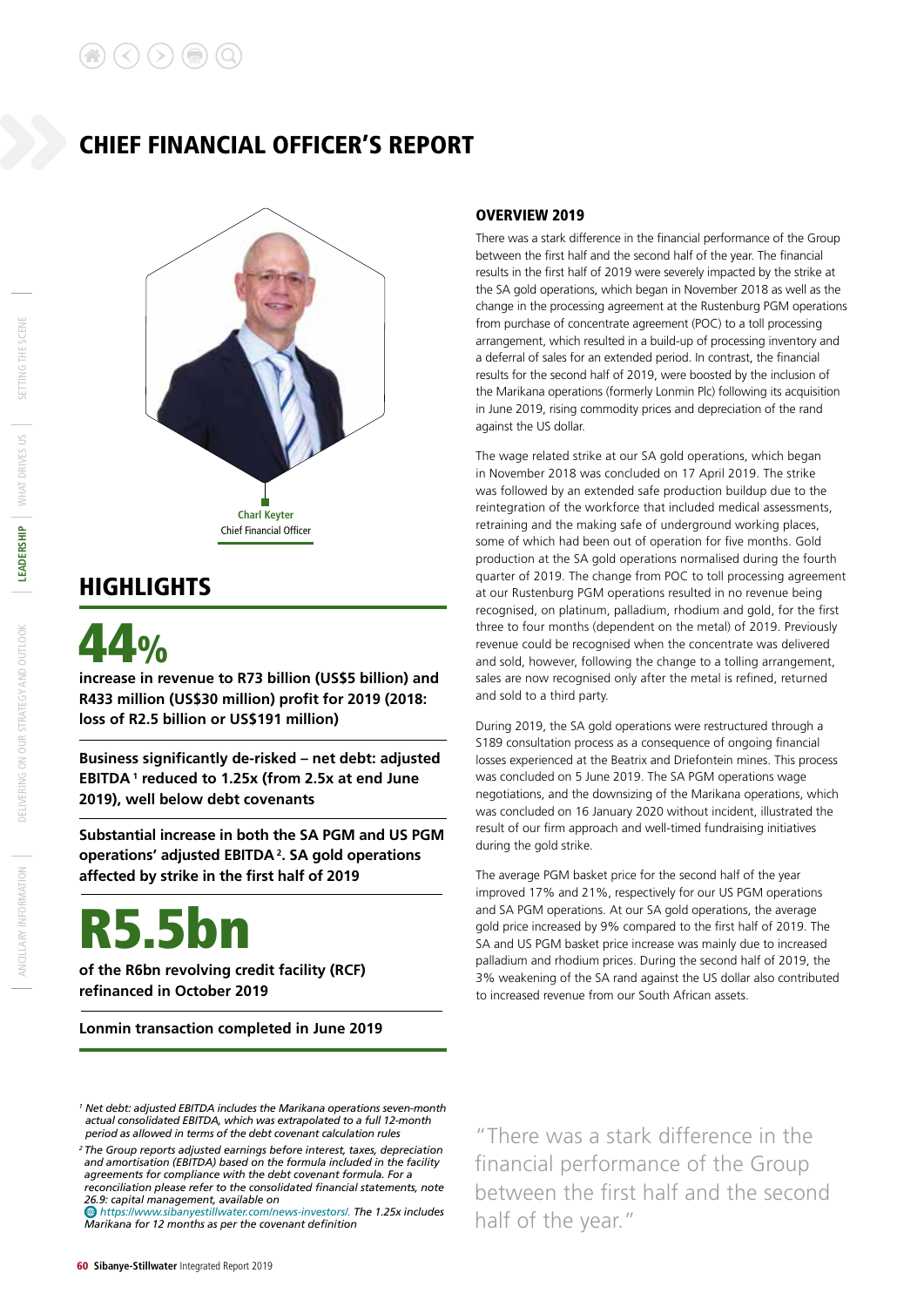# CHIEF FINANCIAL OFFICER'S REPORT

**Charl Keyter**
Chief Financial Officer

## HIGHLIGHTS

**44%**

**increase in revenue to R73 billion (US$5 billion) and R433 million (US$30 million) profit for 2019 (2018: loss of R2.5 billion or US$191 million)**

**Business significantly de-risked – net debt: adjusted EBITDA [1] reduced to 1.25x (from 2.5x at end June 2019), well below debt covenants**

**Substantial increase in both the SA PGM and US PGM operations' adjusted EBITDA [2]. SA gold operations affected by strike in the first half of 2019**

**R5.5bn**

**of the R6bn revolving credit facility (RCF) refinanced in October 2019**

**Lonmin transaction completed in June 2019**

## OVERVIEW 2019

There was a stark difference in the financial performance of the Group between the first half and the second half of the year. The financial results in the first half of 2019 were severely impacted by the strike at the SA gold operations, which began in November 2018 as well as the change in the processing agreement at the Rustenburg PGM operations from purchase of concentrate agreement (POC) to a toll processing arrangement, which resulted in a build-up of processing inventory and a deferral of sales for an extended period. In contrast, the financial results for the second half of 2019, were boosted by the inclusion of the Marikana operations (formerly Lonmin Plc) following its acquisition in June 2019, rising commodity prices and depreciation of the rand against the US dollar.

The wage related strike at our SA gold operations, which began in November 2018 was concluded on 17 April 2019. The strike was followed by an extended safe production buildup due to the reintegration of the workforce that included medical assessments, retraining and the making safe of underground working places, some of which had been out of operation for five months. Gold production at the SA gold operations normalised during the fourth quarter of 2019. The change from POC to toll processing agreement at our Rustenburg PGM operations resulted in no revenue being recognised, on platinum, palladium, rhodium and gold, for the first three to four months (dependent on the metal) of 2019. Previously revenue could be recognised when the concentrate was delivered and sold, however, following the change to a tolling arrangement, sales are now recognised only after the metal is refined, returned and sold to a third party.

During 2019, the SA gold operations were restructured through a S189 consultation process as a consequence of ongoing financial losses experienced at the Beatrix and Driefontein mines. This process was concluded on 5 June 2019. The SA PGM operations wage negotiations, and the downsizing of the Marikana operations, which was concluded on 16 January 2020 without incident, illustrated the result of our firm approach and well-timed fundraising initiatives during the gold strike.

The average PGM basket price for the second half of the year improved 17% and 21%, respectively for our US PGM operations and SA PGM operations. At our SA gold operations, the average gold price increased by 9% compared to the first half of 2019. The SA and US PGM basket price increase was mainly due to increased palladium and rhodium prices. During the second half of 2019, the 3% weakening of the SA rand against the US dollar also contributed to increased revenue from our South African assets.

"There was a stark difference in the financial performance of the Group between the first half and the second half of the year."

*[1] Net debt: adjusted EBITDA includes the Marikana operations seven-month actual consolidated EBITDA, which was extrapolated to a full 12-month period as allowed in terms of the debt covenant calculation rules*

*[2] The Group reports adjusted earnings before interest, taxes, depreciation and amortisation (EBITDA) based on the formula included in the facility agreements for compliance with the debt covenant formula. For a reconciliation please refer to the consolidated financial statements, note 26.9: capital management, available on https://www.sibanyestillwater.com/news-investors/. The 1.25x includes Marikana for 12 months as per the covenant definition*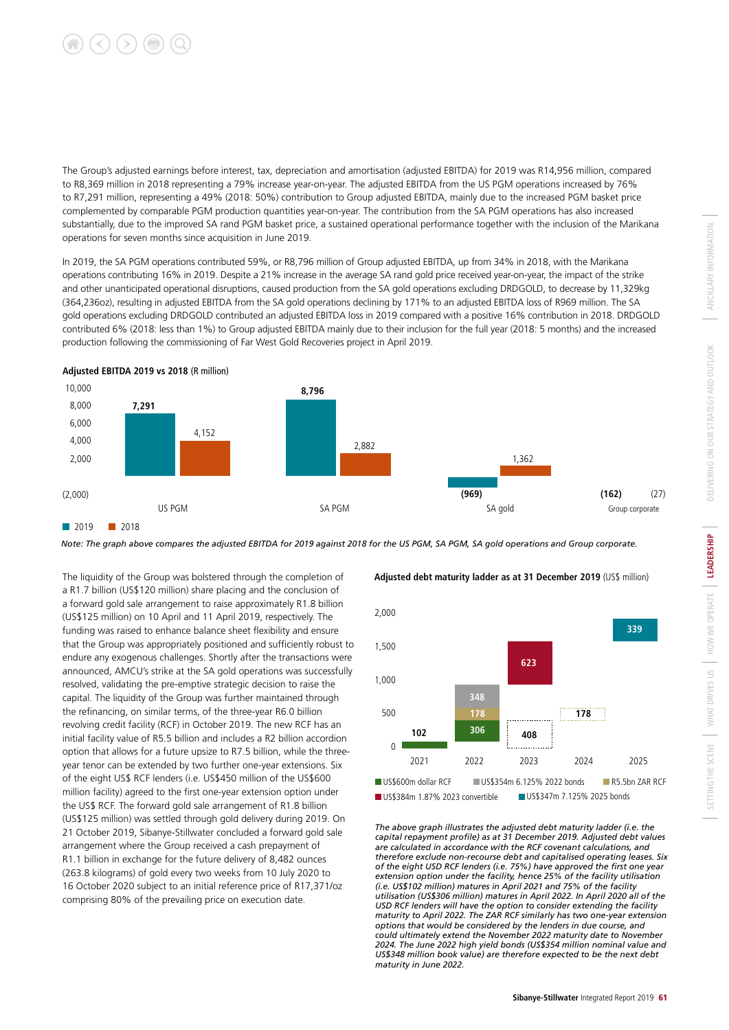The Group's adjusted earnings before interest, tax, depreciation and amortisation (adjusted EBITDA) for 2019 was R14,956 million, compared to R8,369 million in 2018 representing a 79% increase year-on-year. The adjusted EBITDA from the US PGM operations increased by 76% to R7,291 million, representing a 49% (2018: 50%) contribution to Group adjusted EBITDA, mainly due to the increased PGM basket price complemented by comparable PGM production quantities year-on-year. The contribution from the SA PGM operations has also increased substantially, due to the improved SA rand PGM basket price, a sustained operational performance together with the inclusion of the Marikana operations for seven months since acquisition in June 2019.

In 2019, the SA PGM operations contributed 59%, or R8,796 million of Group adjusted EBITDA, up from 34% in 2018, with the Marikana operations contributing 16% in 2019. Despite a 21% increase in the average SA rand gold price received year-on-year, the impact of the strike and other unanticipated operational disruptions, caused production from the SA gold operations excluding DRDGOLD, to decrease by 11,329kg (364,236oz), resulting in adjusted EBITDA from the SA gold operations declining by 171% to an adjusted EBITDA loss of R969 million. The SA gold operations excluding DRDGOLD contributed an adjusted EBITDA loss in 2019 compared with a positive 16% contribution in 2018. DRDGOLD contributed 6% (2018: less than 1%) to Group adjusted EBITDA mainly due to their inclusion for the full year (2018: 5 months) and the increased production following the commissioning of Far West Gold Recoveries project in April 2019.

**Adjusted EBITDA 2019 vs 2018** (R million)

| | 2019 | 2018 |
|---|---|---|
| US PGM | 7,291 | 4,152 |
| SA PGM | 8,796 | 2,882 |
| SA gold | (969) | 1,362 |
| Group corporate | (162) | (27) |

*Note: The graph above compares the adjusted EBITDA for 2019 against 2018 for the US PGM, SA PGM, SA gold operations and Group corporate.*

The liquidity of the Group was bolstered through the completion of a R1.7 billion (US$120 million) share placing and the conclusion of a forward gold sale arrangement to raise approximately R1.8 billion (US$125 million) on 10 April and 11 April 2019, respectively. The funding was raised to enhance balance sheet flexibility and ensure that the Group was appropriately positioned and sufficiently robust to endure any exogenous challenges. Shortly after the transactions were announced, AMCU's strike at the SA gold operations was successfully resolved, validating the pre-emptive strategic decision to raise the capital. The liquidity of the Group was further maintained through the refinancing, on similar terms, of the three-year R6.0 billion revolving credit facility (RCF) in October 2019. The new RCF has an initial facility value of R5.5 billion and includes a R2 billion accordion option that allows for a future upsize to R7.5 billion, while the three-year tenor can be extended by two further one-year extensions. Six of the eight US$ RCF lenders (i.e. US$450 million of the US$600 million facility) agreed to the first one-year extension option under the US$ RCF. The forward gold sale arrangement of R1.8 billion (US$125 million) was settled through gold delivery during 2019. On 21 October 2019, Sibanye-Stillwater concluded a forward gold sale arrangement where the Group received a cash prepayment of R1.1 billion in exchange for the future delivery of 8,482 ounces (263.8 kilograms) of gold every two weeks from 10 July 2020 to 16 October 2020 subject to an initial reference price of R17,371/oz comprising 80% of the prevailing price on execution date.

**Adjusted debt maturity ladder as at 31 December 2019** (US$ million)

| | 2021 | 2022 | 2023 | 2024 | 2025 |
|---|---|---|---|---|---|
| US$600m dollar RCF | 102 | 306 | | | |
| R5.5bn ZAR RCF | | 178 | | 178 | |
| US$354m 6.125% 2022 bonds | | 348 | | | |
| US$384m 1.87% 2023 convertible | | | 623 | | |
| US$347m 7.125% 2025 bonds | | | | | 339 |
| (dotted) | | | 408 | | |

*The above graph illustrates the adjusted debt maturity ladder (i.e. the capital repayment profile) as at 31 December 2019. Adjusted debt values are calculated in accordance with the RCF covenant calculations, and therefore exclude non-recourse debt and capitalised operating leases. Six of the eight USD RCF lenders (i.e. 75%) have approved the first one year extension option under the facility, hence 25% of the facility utilisation (i.e. US$102 million) matures in April 2021 and 75% of the facility utilisation (US$306 million) matures in April 2022. In April 2020 all of the USD RCF lenders will have the option to consider extending the facility maturity to April 2022. The ZAR RCF similarly has two one-year extension options that would be considered by the lenders in due course, and could ultimately extend the November 2022 maturity date to November 2024. The June 2022 high yield bonds (US$354 million nominal value and US$348 million book value) are therefore expected to be the next debt maturity in June 2022.*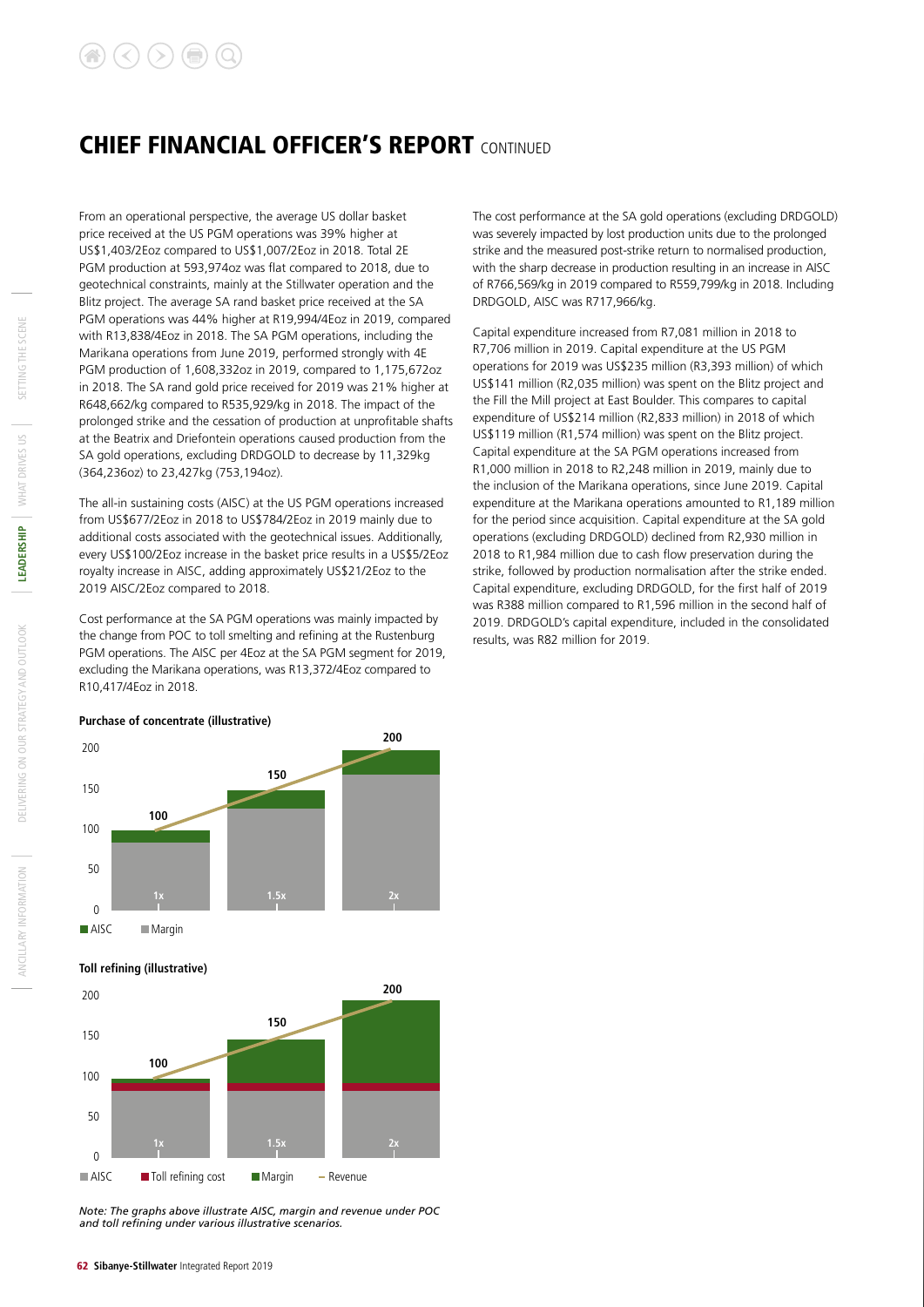# CHIEF FINANCIAL OFFICER'S REPORT CONTINUED

From an operational perspective, the average US dollar basket price received at the US PGM operations was 39% higher at US$1,403/2Eoz compared to US$1,007/2Eoz in 2018. Total 2E PGM production at 593,974oz was flat compared to 2018, due to geotechnical constraints, mainly at the Stillwater operation and the Blitz project. The average SA rand basket price received at the SA PGM operations was 44% higher at R19,994/4Eoz in 2019, compared with R13,838/4Eoz in 2018. The SA PGM operations, including the Marikana operations from June 2019, performed strongly with 4E PGM production of 1,608,332oz in 2019, compared to 1,175,672oz in 2018. The SA rand gold price received for 2019 was 21% higher at R648,662/kg compared to R535,929/kg in 2018. The impact of the prolonged strike and the cessation of production at unprofitable shafts at the Beatrix and Driefontein operations caused production from the SA gold operations, excluding DRDGOLD to decrease by 11,329kg (364,236oz) to 23,427kg (753,194oz).

The all-in sustaining costs (AISC) at the US PGM operations increased from US$677/2Eoz in 2018 to US$784/2Eoz in 2019 mainly due to additional costs associated with the geotechnical issues. Additionally, every US$100/2Eoz increase in the basket price results in a US$5/2Eoz royalty increase in AISC, adding approximately US$21/2Eoz to the 2019 AISC/2Eoz compared to 2018.

Cost performance at the SA PGM operations was mainly impacted by the change from POC to toll smelting and refining at the Rustenburg PGM operations. The AISC per 4Eoz at the SA PGM segment for 2019, excluding the Marikana operations, was R13,372/4Eoz compared to R10,417/4Eoz in 2018.

**Purchase of concentrate (illustrative)**

| Scenario | AISC | Margin | Revenue |
|---|---|---|---|
| 1x | | | 100 |
| 1.5x | | | 150 |
| 2x | | | 200 |

**Toll refining (illustrative)**

| Scenario | AISC | Toll refining cost | Margin | Revenue |
|---|---|---|---|---|
| 1x | | | | 100 |
| 1.5x | | | | 150 |
| 2x | | | | 200 |

*Note: The graphs above illustrate AISC, margin and revenue under POC and toll refining under various illustrative scenarios.*

The cost performance at the SA gold operations (excluding DRDGOLD) was severely impacted by lost production units due to the prolonged strike and the measured post-strike return to normalised production, with the sharp decrease in production resulting in an increase in AISC of R766,569/kg in 2019 compared to R559,799/kg in 2018. Including DRDGOLD, AISC was R717,966/kg.

Capital expenditure increased from R7,081 million in 2018 to R7,706 million in 2019. Capital expenditure at the US PGM operations for 2019 was US$235 million (R3,393 million) of which US$141 million (R2,035 million) was spent on the Blitz project and the Fill the Mill project at East Boulder. This compares to capital expenditure of US$214 million (R2,833 million) in 2018 of which US$119 million (R1,574 million) was spent on the Blitz project. Capital expenditure at the SA PGM operations increased from R1,000 million in 2018 to R2,248 million in 2019, mainly due to the inclusion of the Marikana operations, since June 2019. Capital expenditure at the Marikana operations amounted to R1,189 million for the period since acquisition. Capital expenditure at the SA gold operations (excluding DRDGOLD) declined from R2,930 million in 2018 to R1,984 million due to cash flow preservation during the strike, followed by production normalisation after the strike ended. Capital expenditure, excluding DRDGOLD, for the first half of 2019 was R388 million compared to R1,596 million in the second half of 2019. DRDGOLD's capital expenditure, included in the consolidated results, was R82 million for 2019.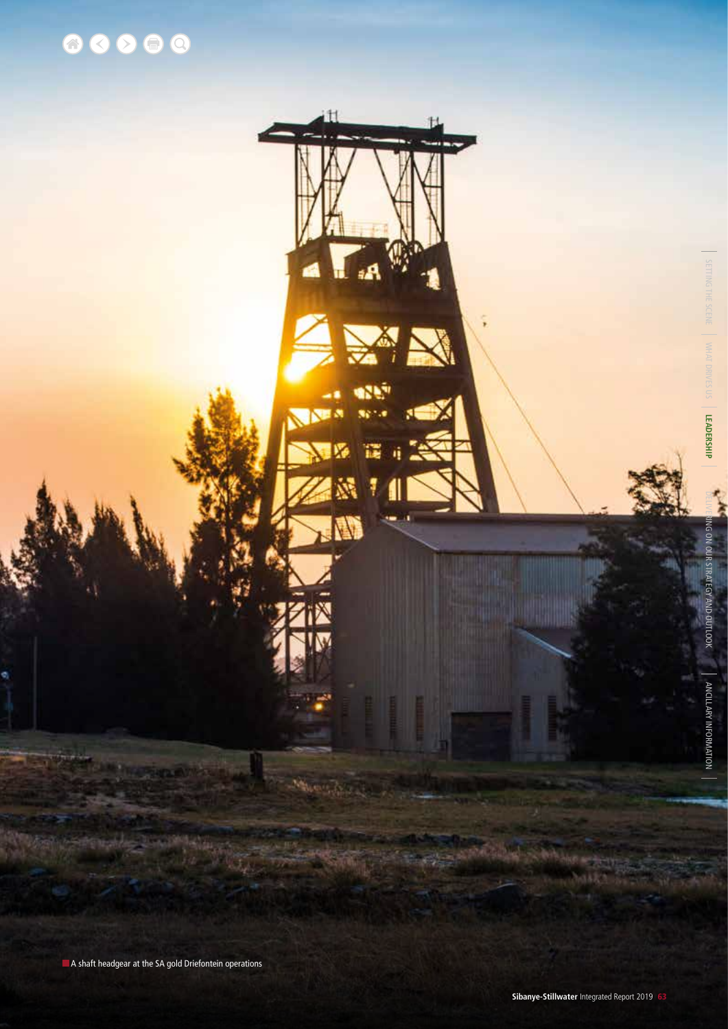A shaft headgear at the SA gold Driefontein operations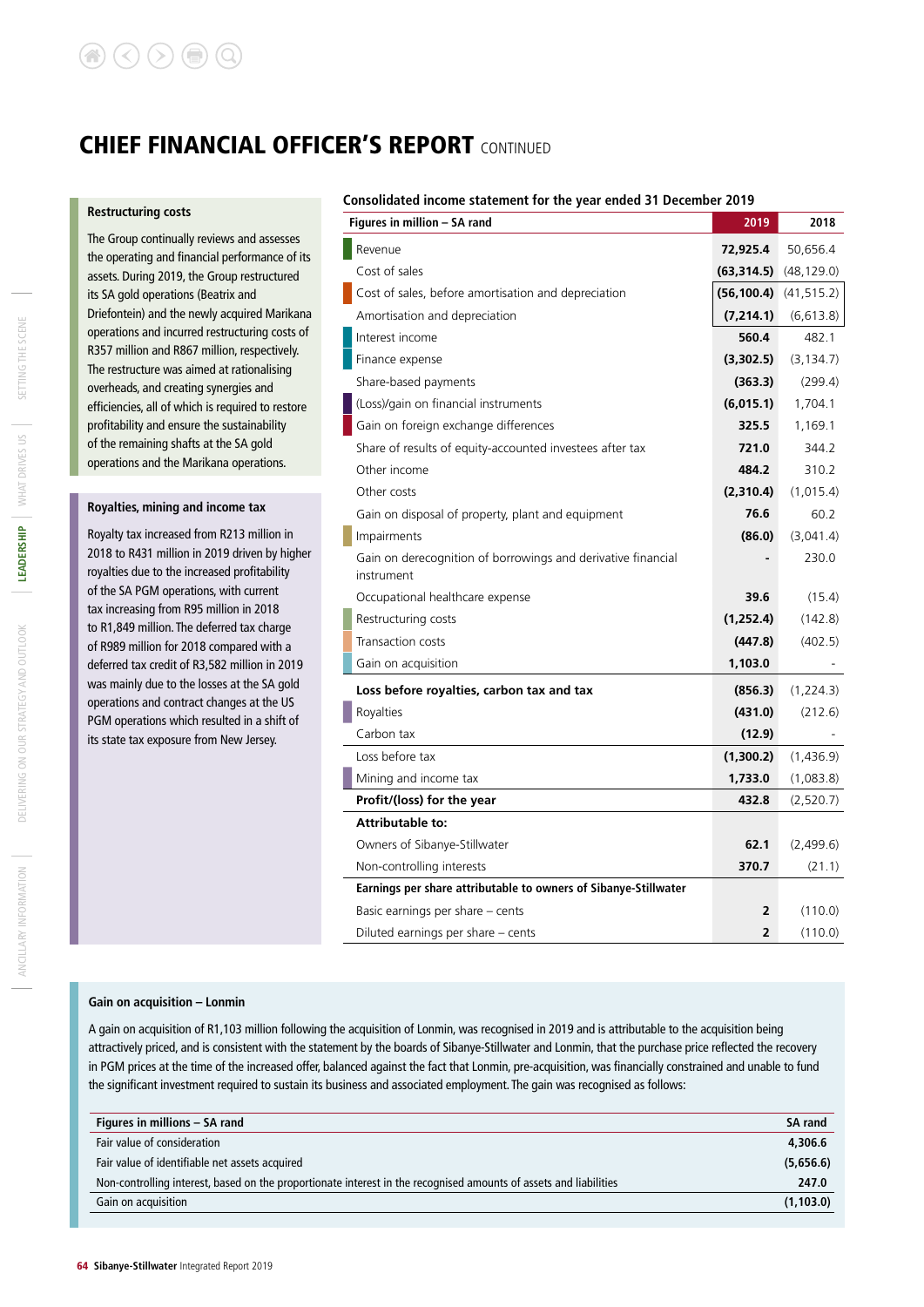# CHIEF FINANCIAL OFFICER'S REPORT CONTINUED

### Restructuring costs

The Group continually reviews and assesses the operating and financial performance of its assets. During 2019, the Group restructured its SA gold operations (Beatrix and Driefontein) and the newly acquired Marikana operations and incurred restructuring costs of R357 million and R867 million, respectively. The restructure was aimed at rationalising overheads, and creating synergies and efficiencies, all of which is required to restore profitability and ensure the sustainability of the remaining shafts at the SA gold operations and the Marikana operations.

### Royalties, mining and income tax

Royalty tax increased from R213 million in 2018 to R431 million in 2019 driven by higher royalties due to the increased profitability of the SA PGM operations, with current tax increasing from R95 million in 2018 to R1,849 million. The deferred tax charge of R989 million for 2018 compared with a deferred tax credit of R3,582 million in 2019 was mainly due to the losses at the SA gold operations and contract changes at the US PGM operations which resulted in a shift of its state tax exposure from New Jersey.

**Consolidated income statement for the year ended 31 December 2019**

| Figures in million – SA rand | 2019 | 2018 |
|---|---|---|
| Revenue | **72,925.4** | 50,656.4 |
| Cost of sales | **(63,314.5)** | (48,129.0) |
| Cost of sales, before amortisation and depreciation | **(56,100.4)** | (41,515.2) |
| Amortisation and depreciation | **(7,214.1)** | (6,613.8) |
| Interest income | **560.4** | 482.1 |
| Finance expense | **(3,302.5)** | (3,134.7) |
| Share-based payments | **(363.3)** | (299.4) |
| (Loss)/gain on financial instruments | **(6,015.1)** | 1,704.1 |
| Gain on foreign exchange differences | **325.5** | 1,169.1 |
| Share of results of equity-accounted investees after tax | **721.0** | 344.2 |
| Other income | **484.2** | 310.2 |
| Other costs | **(2,310.4)** | (1,015.4) |
| Gain on disposal of property, plant and equipment | **76.6** | 60.2 |
| Impairments | **(86.0)** | (3,041.4) |
| Gain on derecognition of borrowings and derivative financial instrument | **-** | 230.0 |
| Occupational healthcare expense | **39.6** | (15.4) |
| Restructuring costs | **(1,252.4)** | (142.8) |
| Transaction costs | **(447.8)** | (402.5) |
| Gain on acquisition | **1,103.0** | - |
| **Loss before royalties, carbon tax and tax** | **(856.3)** | (1,224.3) |
| Royalties | **(431.0)** | (212.6) |
| Carbon tax | **(12.9)** | - |
| Loss before tax | **(1,300.2)** | (1,436.9) |
| Mining and income tax | **1,733.0** | (1,083.8) |
| **Profit/(loss) for the year** | **432.8** | (2,520.7) |
| **Attributable to:** | | |
| Owners of Sibanye-Stillwater | **62.1** | (2,499.6) |
| Non-controlling interests | **370.7** | (21.1) |
| **Earnings per share attributable to owners of Sibanye-Stillwater** | | |
| Basic earnings per share – cents | **2** | (110.0) |
| Diluted earnings per share – cents | **2** | (110.0) |

### Gain on acquisition – Lonmin

A gain on acquisition of R1,103 million following the acquisition of Lonmin, was recognised in 2019 and is attributable to the acquisition being attractively priced, and is consistent with the statement by the boards of Sibanye-Stillwater and Lonmin, that the purchase price reflected the recovery in PGM prices at the time of the increased offer, balanced against the fact that Lonmin, pre-acquisition, was financially constrained and unable to fund the significant investment required to sustain its business and associated employment. The gain was recognised as follows:

| Figures in millions – SA rand | SA rand |
|---|---|
| Fair value of consideration | **4,306.6** |
| Fair value of identifiable net assets acquired | **(5,656.6)** |
| Non-controlling interest, based on the proportionate interest in the recognised amounts of assets and liabilities | **247.0** |
| Gain on acquisition | **(1,103.0)** |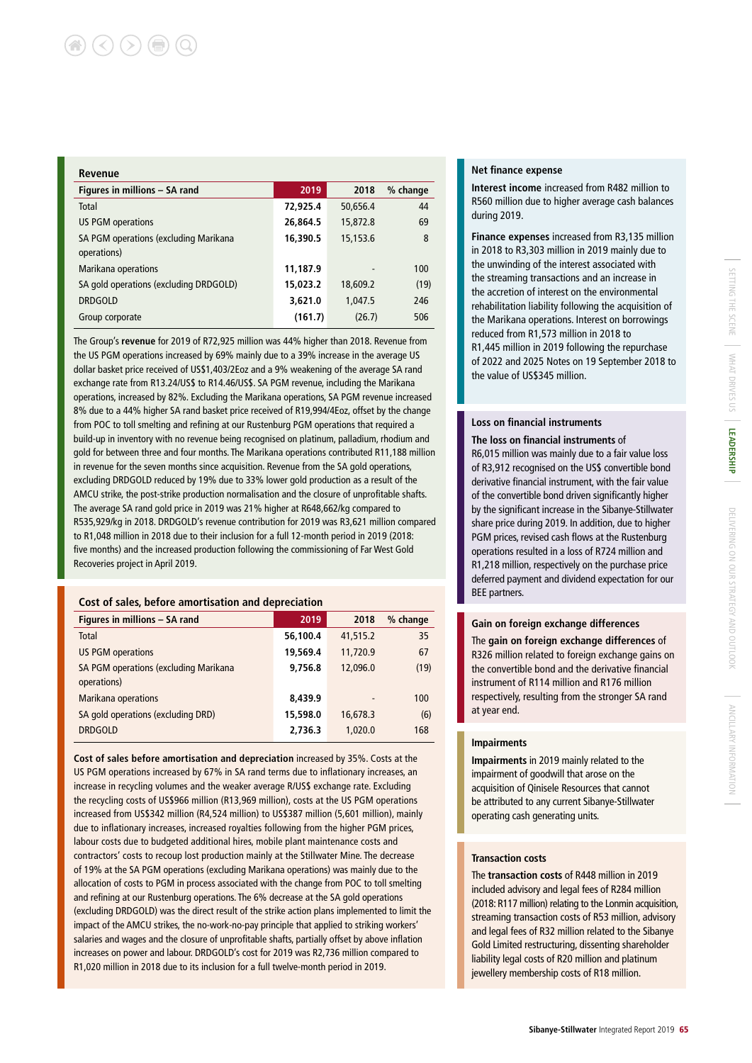## Revenue

| Figures in millions – SA rand | 2019 | 2018 | % change |
|---|---|---|---|
| Total | 72,925.4 | 50,656.4 | 44 |
| US PGM operations | 26,864.5 | 15,872.8 | 69 |
| SA PGM operations (excluding Marikana operations) | 16,390.5 | 15,153.6 | 8 |
| Marikana operations | 11,187.9 | - | 100 |
| SA gold operations (excluding DRDGOLD) | 15,023.2 | 18,609.2 | (19) |
| DRDGOLD | 3,621.0 | 1,047.5 | 246 |
| Group corporate | (161.7) | (26.7) | 506 |

The Group's **revenue** for 2019 of R72,925 million was 44% higher than 2018. Revenue from the US PGM operations increased by 69% mainly due to a 39% increase in the average US dollar basket price received of US$1,403/2Eoz and a 9% weakening of the average SA rand exchange rate from R13.24/US$ to R14.46/US$. SA PGM revenue, including the Marikana operations, increased by 82%. Excluding the Marikana operations, SA PGM revenue increased 8% due to a 44% higher SA rand basket price received of R19,994/4Eoz, offset by the change from POC to toll smelting and refining at our Rustenburg PGM operations that required a build-up in inventory with no revenue being recognised on platinum, palladium, rhodium and gold for between three and four months. The Marikana operations contributed R11,188 million in revenue for the seven months since acquisition. Revenue from the SA gold operations, excluding DRDGOLD reduced by 19% due to 33% lower gold production as a result of the AMCU strike, the post-strike production normalisation and the closure of unprofitable shafts. The average SA rand gold price in 2019 was 21% higher at R648,662/kg compared to R535,929/kg in 2018. DRDGOLD's revenue contribution for 2019 was R3,621 million compared to R1,048 million in 2018 due to their inclusion for a full 12-month period in 2019 (2018: five months) and the increased production following the commissioning of Far West Gold Recoveries project in April 2019.

## Cost of sales, before amortisation and depreciation

| Figures in millions – SA rand | 2019 | 2018 | % change |
|---|---|---|---|
| Total | 56,100.4 | 41,515.2 | 35 |
| US PGM operations | 19,569.4 | 11,720.9 | 67 |
| SA PGM operations (excluding Marikana operations) | 9,756.8 | 12,096.0 | (19) |
| Marikana operations | 8,439.9 | - | 100 |
| SA gold operations (excluding DRD) | 15,598.0 | 16,678.3 | (6) |
| DRDGOLD | 2,736.3 | 1,020.0 | 168 |

**Cost of sales before amortisation and depreciation** increased by 35%. Costs at the US PGM operations increased by 67% in SA rand terms due to inflationary increases, an increase in recycling volumes and the weaker average R/US$ exchange rate. Excluding the recycling costs of US$966 million (R13,969 million), costs at the US PGM operations increased from US$342 million (R4,524 million) to US$387 million (5,601 million), mainly due to inflationary increases, increased royalties following from the higher PGM prices, labour costs due to budgeted additional hires, mobile plant maintenance costs and contractors' costs to recoup lost production mainly at the Stillwater Mine. The decrease of 19% at the SA PGM operations (excluding Marikana operations) was mainly due to the allocation of costs to PGM in process associated with the change from POC to toll smelting and refining at our Rustenburg operations. The 6% decrease at the SA gold operations (excluding DRDGOLD) was the direct result of the strike action plans implemented to limit the impact of the AMCU strikes, the no-work-no-pay principle that applied to striking workers' salaries and wages and the closure of unprofitable shafts, partially offset by above inflation increases on power and labour. DRDGOLD's cost for 2019 was R2,736 million compared to R1,020 million in 2018 due to its inclusion for a full twelve-month period in 2019.

## Net finance expense

**Interest income** increased from R482 million to R560 million due to higher average cash balances during 2019.

**Finance expenses** increased from R3,135 million in 2018 to R3,303 million in 2019 mainly due to the unwinding of the interest associated with the streaming transactions and an increase in the accretion of interest on the environmental rehabilitation liability following the acquisition of the Marikana operations. Interest on borrowings reduced from R1,573 million in 2018 to R1,445 million in 2019 following the repurchase of 2022 and 2025 Notes on 19 September 2018 to the value of US$345 million.

## Loss on financial instruments

**The loss on financial instruments** of R6,015 million was mainly due to a fair value loss of R3,912 recognised on the US$ convertible bond derivative financial instrument, with the fair value of the convertible bond driven significantly higher by the significant increase in the Sibanye-Stillwater share price during 2019. In addition, due to higher PGM prices, revised cash flows at the Rustenburg operations resulted in a loss of R724 million and R1,218 million, respectively on the purchase price deferred payment and dividend expectation for our BEE partners.

## Gain on foreign exchange differences

The **gain on foreign exchange differences** of R326 million related to foreign exchange gains on the convertible bond and the derivative financial instrument of R114 million and R176 million respectively, resulting from the stronger SA rand at year end.

## Impairments

**Impairments** in 2019 mainly related to the impairment of goodwill that arose on the acquisition of Qinisele Resources that cannot be attributed to any current Sibanye-Stillwater operating cash generating units.

## Transaction costs

The **transaction costs** of R448 million in 2019 included advisory and legal fees of R284 million (2018: R117 million) relating to the Lonmin acquisition, streaming transaction costs of R53 million, advisory and legal fees of R32 million related to the Sibanye Gold Limited restructuring, dissenting shareholder liability legal costs of R20 million and platinum jewellery membership costs of R18 million.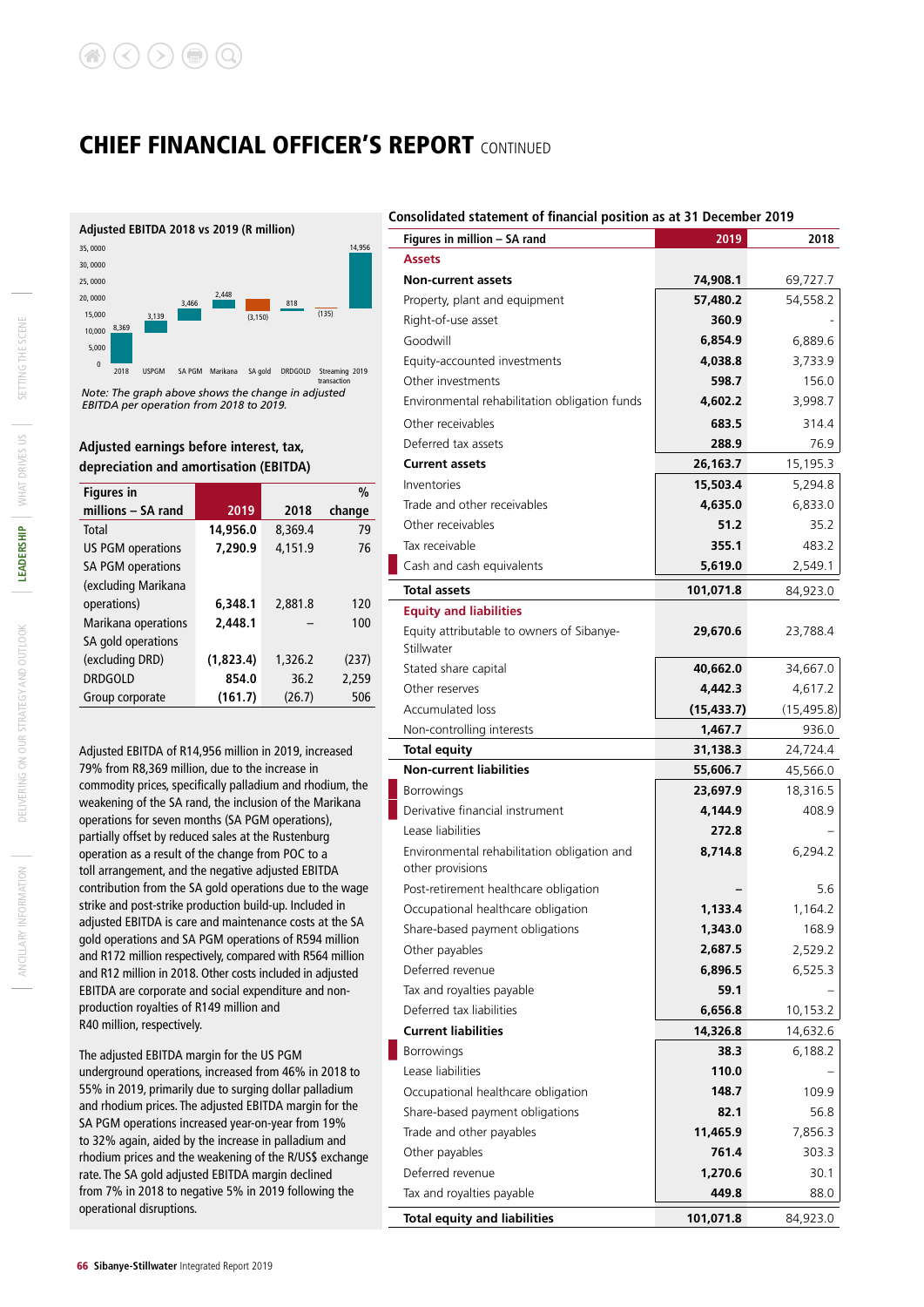# CHIEF FINANCIAL OFFICER'S REPORT CONTINUED

**Adjusted EBITDA 2018 vs 2019 (R million)**

| 2018 | USPGM | SA PGM | Marikana | SA gold | DRDGOLD | Streaming transaction | 2019 |
|---|---|---|---|---|---|---|---|
| 8,369 | 3,139 | 3,466 | 2,448 | (3,150) | 818 | (135) | 14,956 |

*Note: The graph above shows the change in adjusted EBITDA per operation from 2018 to 2019.*

## Adjusted earnings before interest, tax, depreciation and amortisation (EBITDA)

| Figures in millions – SA rand | 2019 | 2018 | % change |
|---|---|---|---|
| Total | 14,956.0 | 8,369.4 | 79 |
| US PGM operations | 7,290.9 | 4,151.9 | 76 |
| SA PGM operations (excluding Marikana operations) | 6,348.1 | 2,881.8 | 120 |
| Marikana operations | 2,448.1 | – | 100 |
| SA gold operations (excluding DRD) | (1,823.4) | 1,326.2 | (237) |
| DRDGOLD | 854.0 | 36.2 | 2,259 |
| Group corporate | (161.7) | (26.7) | 506 |

Adjusted EBITDA of R14,956 million in 2019, increased 79% from R8,369 million, due to the increase in commodity prices, specifically palladium and rhodium, the weakening of the SA rand, the inclusion of the Marikana operations for seven months (SA PGM operations), partially offset by reduced sales at the Rustenburg operation as a result of the change from POC to a toll arrangement, and the negative adjusted EBITDA contribution from the SA gold operations due to the wage strike and post-strike production build-up. Included in adjusted EBITDA is care and maintenance costs at the SA gold operations and SA PGM operations of R594 million and R172 million respectively, compared with R564 million and R12 million in 2018. Other costs included in adjusted EBITDA are corporate and social expenditure and non-production royalties of R149 million and R40 million, respectively.

The adjusted EBITDA margin for the US PGM underground operations, increased from 46% in 2018 to 55% in 2019, primarily due to surging dollar palladium and rhodium prices. The adjusted EBITDA margin for the SA PGM operations increased year-on-year from 19% to 32% again, aided by the increase in palladium and rhodium prices and the weakening of the R/US$ exchange rate. The SA gold adjusted EBITDA margin declined from 7% in 2018 to negative 5% in 2019 following the operational disruptions.

## Consolidated statement of financial position as at 31 December 2019

| Figures in million – SA rand | 2019 | 2018 |
|---|---|---|
| **Assets** | | |
| **Non-current assets** | **74,908.1** | 69,727.7 |
| Property, plant and equipment | **57,480.2** | 54,558.2 |
| Right-of-use asset | **360.9** | - |
| Goodwill | **6,854.9** | 6,889.6 |
| Equity-accounted investments | **4,038.8** | 3,733.9 |
| Other investments | **598.7** | 156.0 |
| Environmental rehabilitation obligation funds | **4,602.2** | 3,998.7 |
| Other receivables | **683.5** | 314.4 |
| Deferred tax assets | **288.9** | 76.9 |
| **Current assets** | **26,163.7** | 15,195.3 |
| Inventories | **15,503.4** | 5,294.8 |
| Trade and other receivables | **4,635.0** | 6,833.0 |
| Other receivables | **51.2** | 35.2 |
| Tax receivable | **355.1** | 483.2 |
| Cash and cash equivalents | **5,619.0** | 2,549.1 |
| **Total assets** | **101,071.8** | 84,923.0 |
| **Equity and liabilities** | | |
| Equity attributable to owners of Sibanye-Stillwater | **29,670.6** | 23,788.4 |
| Stated share capital | **40,662.0** | 34,667.0 |
| Other reserves | **4,442.3** | 4,617.2 |
| Accumulated loss | **(15,433.7)** | (15,495.8) |
| Non-controlling interests | **1,467.7** | 936.0 |
| **Total equity** | **31,138.3** | 24,724.4 |
| **Non-current liabilities** | **55,606.7** | 45,566.0 |
| Borrowings | **23,697.9** | 18,316.5 |
| Derivative financial instrument | **4,144.9** | 408.9 |
| Lease liabilities | **272.8** | – |
| Environmental rehabilitation obligation and other provisions | **8,714.8** | 6,294.2 |
| Post-retirement healthcare obligation | **–** | 5.6 |
| Occupational healthcare obligation | **1,133.4** | 1,164.2 |
| Share-based payment obligations | **1,343.0** | 168.9 |
| Other payables | **2,687.5** | 2,529.2 |
| Deferred revenue | **6,896.5** | 6,525.3 |
| Tax and royalties payable | **59.1** | – |
| Deferred tax liabilities | **6,656.8** | 10,153.2 |
| **Current liabilities** | **14,326.8** | 14,632.6 |
| Borrowings | **38.3** | 6,188.2 |
| Lease liabilities | **110.0** | – |
| Occupational healthcare obligation | **148.7** | 109.9 |
| Share-based payment obligations | **82.1** | 56.8 |
| Trade and other payables | **11,465.9** | 7,856.3 |
| Other payables | **761.4** | 303.3 |
| Deferred revenue | **1,270.6** | 30.1 |
| Tax and royalties payable | **449.8** | 88.0 |
| **Total equity and liabilities** | **101,071.8** | 84,923.0 |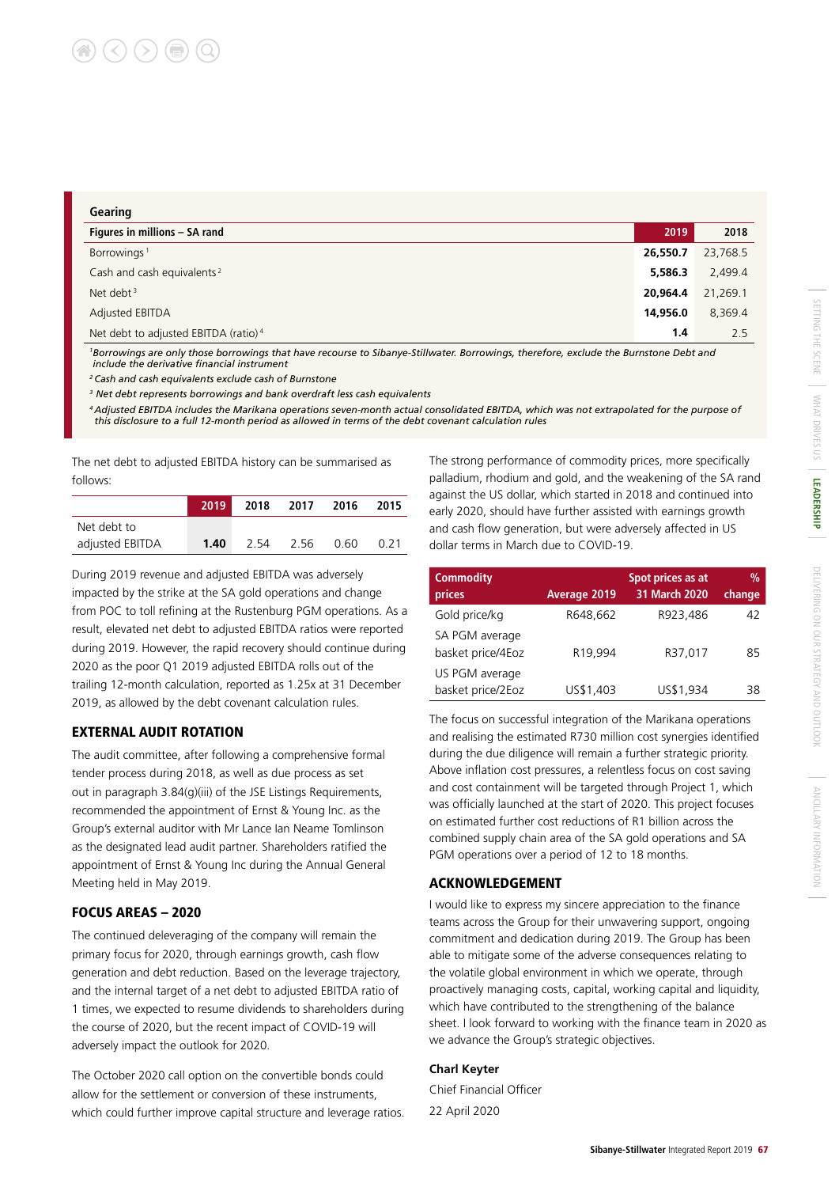### Gearing

| Figures in millions – SA rand | 2019 | 2018 |
|---|---|---|
| Borrowings [1] | **26,550.7** | 23,768.5 |
| Cash and cash equivalents [2] | **5,586.3** | 2,499.4 |
| Net debt [3] | **20,964.4** | 21,269.1 |
| Adjusted EBITDA | **14,956.0** | 8,369.4 |
| Net debt to adjusted EBITDA (ratio) [4] | **1.4** | 2.5 |

*[1] Borrowings are only those borrowings that have recourse to Sibanye-Stillwater. Borrowings, therefore, exclude the Burnstone Debt and include the derivative financial instrument*

*[2] Cash and cash equivalents exclude cash of Burnstone*

*[3] Net debt represents borrowings and bank overdraft less cash equivalents*

*[4] Adjusted EBITDA includes the Marikana operations seven-month actual consolidated EBITDA, which was not extrapolated for the purpose of this disclosure to a full 12-month period as allowed in terms of the debt covenant calculation rules*

The net debt to adjusted EBITDA history can be summarised as follows:

| | 2019 | 2018 | 2017 | 2016 | 2015 |
|---|---|---|---|---|---|
| Net debt to adjusted EBITDA | **1.40** | 2.54 | 2.56 | 0.60 | 0.21 |

During 2019 revenue and adjusted EBITDA was adversely impacted by the strike at the SA gold operations and change from POC to toll refining at the Rustenburg PGM operations. As a result, elevated net debt to adjusted EBITDA ratios were reported during 2019. However, the rapid recovery should continue during 2020 as the poor Q1 2019 adjusted EBITDA rolls out of the trailing 12-month calculation, reported as 1.25x at 31 December 2019, as allowed by the debt covenant calculation rules.

## EXTERNAL AUDIT ROTATION

The audit committee, after following a comprehensive formal tender process during 2018, as well as due process as set out in paragraph 3.84(g)(iii) of the JSE Listings Requirements, recommended the appointment of Ernst & Young Inc. as the Group's external auditor with Mr Lance Ian Neame Tomlinson as the designated lead audit partner. Shareholders ratified the appointment of Ernst & Young Inc during the Annual General Meeting held in May 2019.

## FOCUS AREAS – 2020

The continued deleveraging of the company will remain the primary focus for 2020, through earnings growth, cash flow generation and debt reduction. Based on the leverage trajectory, and the internal target of a net debt to adjusted EBITDA ratio of 1 times, we expected to resume dividends to shareholders during the course of 2020, but the recent impact of COVID-19 will adversely impact the outlook for 2020.

The October 2020 call option on the convertible bonds could allow for the settlement or conversion of these instruments, which could further improve capital structure and leverage ratios.

The strong performance of commodity prices, more specifically palladium, rhodium and gold, and the weakening of the SA rand against the US dollar, which started in 2018 and continued into early 2020, should have further assisted with earnings growth and cash flow generation, but were adversely affected in US dollar terms in March due to COVID-19.

| Commodity prices | Average 2019 | Spot prices as at 31 March 2020 | % change |
|---|---|---|---|
| Gold price/kg | R648,662 | R923,486 | 42 |
| SA PGM average basket price/4Eoz | R19,994 | R37,017 | 85 |
| US PGM average basket price/2Eoz | US$1,403 | US$1,934 | 38 |

The focus on successful integration of the Marikana operations and realising the estimated R730 million cost synergies identified during the due diligence will remain a further strategic priority. Above inflation cost pressures, a relentless focus on cost saving and cost containment will be targeted through Project 1, which was officially launched at the start of 2020. This project focuses on estimated further cost reductions of R1 billion across the combined supply chain area of the SA gold operations and SA PGM operations over a period of 12 to 18 months.

## ACKNOWLEDGEMENT

I would like to express my sincere appreciation to the finance teams across the Group for their unwavering support, ongoing commitment and dedication during 2019. The Group has been able to mitigate some of the adverse consequences relating to the volatile global environment in which we operate, through proactively managing costs, capital, working capital and liquidity, which have contributed to the strengthening of the balance sheet. I look forward to working with the finance team in 2020 as we advance the Group's strategic objectives.

**Charl Keyter**

Chief Financial Officer

22 April 2020